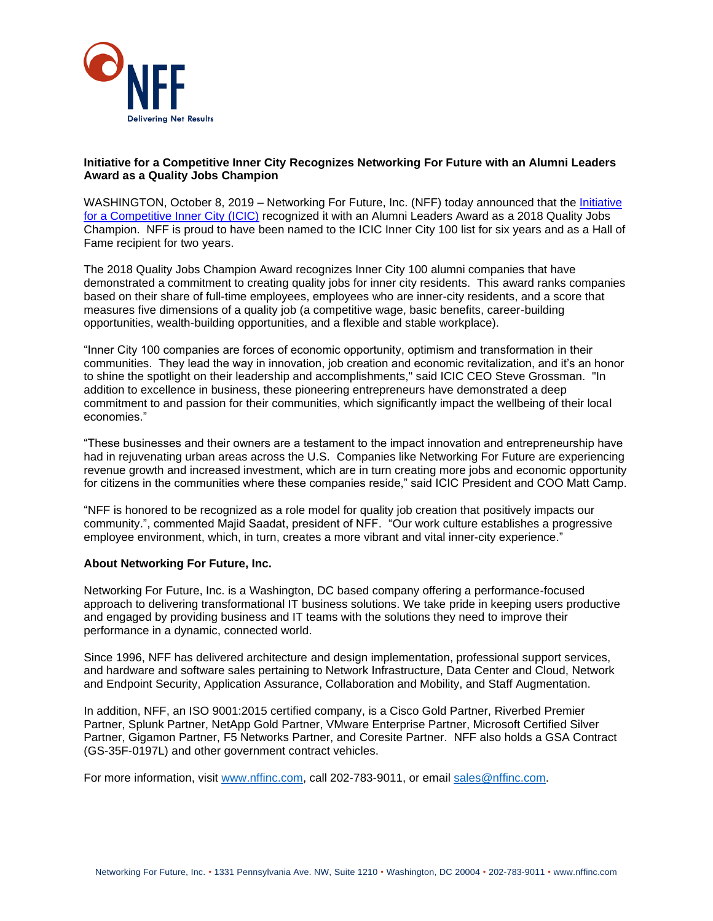NFF

Delivering Net Results

**Initiative for a Competitive Inner City Recognizes Networking For Future with an Alumni Leaders Award as a Quality Jobs Champion**

WASHINGTON, October 8, 2019 – Networking For Future, Inc. (NFF) today announced that the Initiative for a Competitive Inner City (ICIC) recognized it with an Alumni Leaders Award as a 2018 Quality Jobs Champion. NFF is proud to have been named to the ICIC Inner City 100 list for six years and as a Hall of Fame recipient for two years.

The 2018 Quality Jobs Champion Award recognizes Inner City 100 alumni companies that have demonstrated a commitment to creating quality jobs for inner city residents. This award ranks companies based on their share of full-time employees, employees who are inner-city residents, and a score that measures five dimensions of a quality job (a competitive wage, basic benefits, career-building opportunities, wealth-building opportunities, and a flexible and stable workplace).

"Inner City 100 companies are forces of economic opportunity, optimism and transformation in their communities. They lead the way in innovation, job creation and economic revitalization, and it's an honor to shine the spotlight on their leadership and accomplishments," said ICIC CEO Steve Grossman. "In addition to excellence in business, these pioneering entrepreneurs have demonstrated a deep commitment to and passion for their communities, which significantly impact the wellbeing of their local economies."

"These businesses and their owners are a testament to the impact innovation and entrepreneurship have had in rejuvenating urban areas across the U.S. Companies like Networking For Future are experiencing revenue growth and increased investment, which are in turn creating more jobs and economic opportunity for citizens in the communities where these companies reside," said ICIC President and COO Matt Camp.

"NFF is honored to be recognized as a role model for quality job creation that positively impacts our community.", commented Majid Saadat, president of NFF. "Our work culture establishes a progressive employee environment, which, in turn, creates a more vibrant and vital inner-city experience."

**About Networking For Future, Inc.**

Networking For Future, Inc. is a Washington, DC based company offering a performance-focused approach to delivering transformational IT business solutions. We take pride in keeping users productive and engaged by providing business and IT teams with the solutions they need to improve their performance in a dynamic, connected world.

Since 1996, NFF has delivered architecture and design implementation, professional support services, and hardware and software sales pertaining to Network Infrastructure, Data Center and Cloud, Network and Endpoint Security, Application Assurance, Collaboration and Mobility, and Staff Augmentation.

In addition, NFF, an ISO 9001:2015 certified company, is a Cisco Gold Partner, Riverbed Premier Partner, Splunk Partner, NetApp Gold Partner, VMware Enterprise Partner, Microsoft Certified Silver Partner, Gigamon Partner, F5 Networks Partner, and Coresite Partner. NFF also holds a GSA Contract (GS-35F-0197L) and other government contract vehicles.

For more information, visit www.nffinc.com, call 202-783-9011, or email sales@nffinc.com.

Networking For Future, Inc. • 1331 Pennsylvania Ave. NW, Suite 1210 • Washington, DC 20004 • 202-783-9011 • www.nffinc.com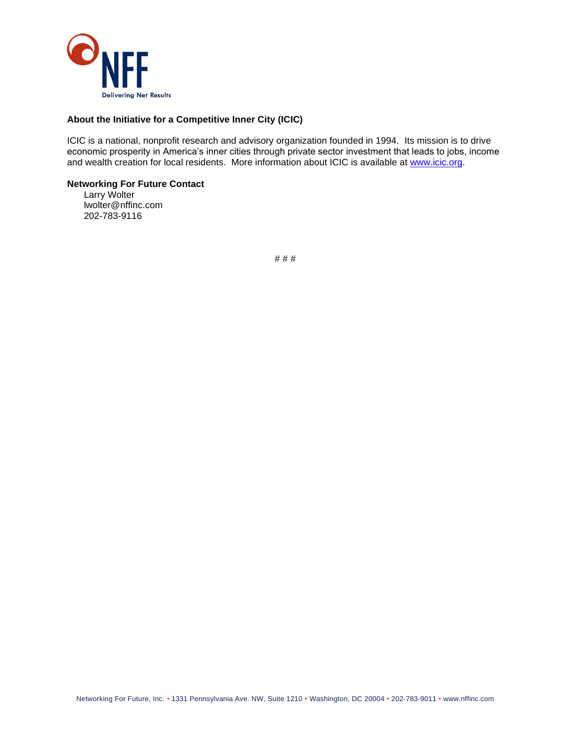**About the Initiative for a Competitive Inner City (ICIC)**

ICIC is a national, nonprofit research and advisory organization founded in 1994. Its mission is to drive economic prosperity in America's inner cities through private sector investment that leads to jobs, income and wealth creation for local residents. More information about ICIC is available at www.icic.org.

**Networking For Future Contact**

Larry Wolter
lwolter@nffinc.com
202-783-9116

# # #

Networking For Future, Inc. • 1331 Pennsylvania Ave. NW, Suite 1210 • Washington, DC 20004 • 202-783-9011 • www.nffinc.com